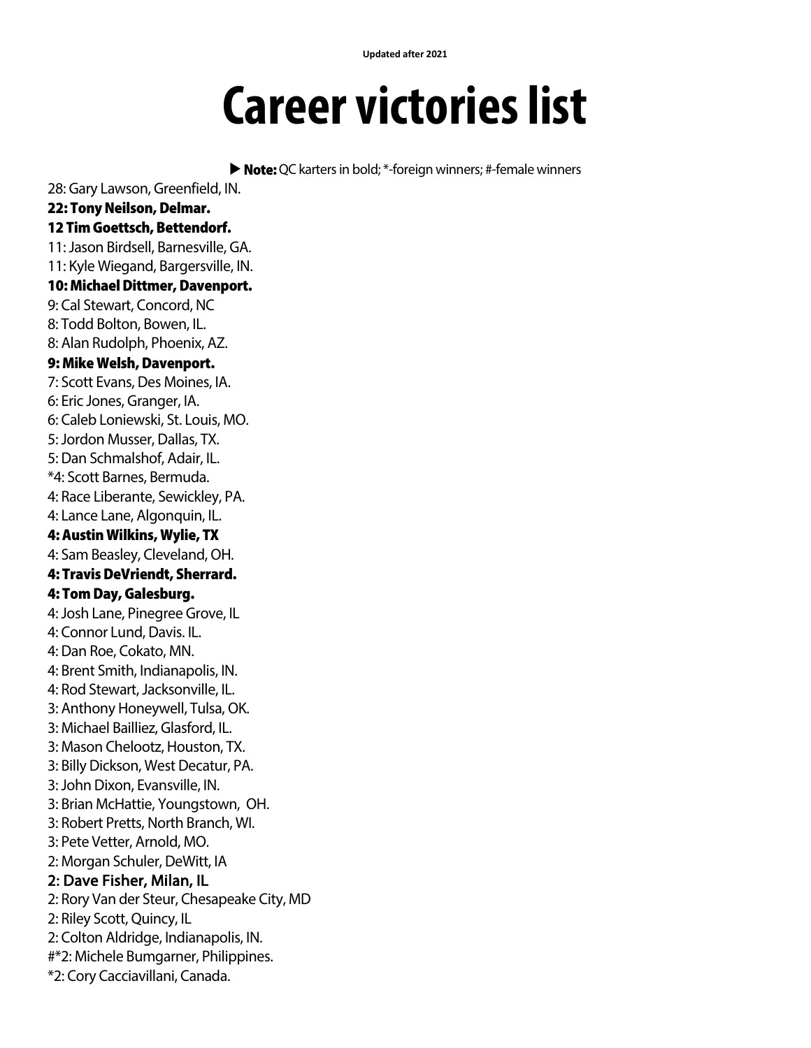Updated after 2021

# Career victories list

▶ **Note:** QC karters in bold; *-foreign winners; #-female winners

28: Gary Lawson, Greenfield, IN.
**22: Tony Neilson, Delmar.**
**12 Tim Goettsch, Bettendorf.**
11: Jason Birdsell, Barnesville, GA.
11: Kyle Wiegand, Bargersville, IN.
**10: Michael Dittmer, Davenport.**
9: Cal Stewart, Concord, NC
8: Todd Bolton, Bowen, IL.
8: Alan Rudolph, Phoenix, AZ.
**9: Mike Welsh, Davenport.**
7: Scott Evans, Des Moines, IA.
6: Eric Jones, Granger, IA.
6: Caleb Loniewski, St. Louis, MO.
5: Jordon Musser, Dallas, TX.
5: Dan Schmalshof, Adair, IL.
*4: Scott Barnes, Bermuda.
4: Race Liberante, Sewickley, PA.
4: Lance Lane, Algonquin, IL.
**4: Austin Wilkins, Wylie, TX**
4: Sam Beasley, Cleveland, OH.
**4: Travis DeVriendt, Sherrard.**
**4: Tom Day, Galesburg.**
4: Josh Lane, Pinegree Grove, IL
4: Connor Lund, Davis. IL.
4: Dan Roe, Cokato, MN.
4: Brent Smith, Indianapolis, IN.
4: Rod Stewart, Jacksonville, IL.
3: Anthony Honeywell, Tulsa, OK.
3: Michael Bailliez, Glasford, IL.
3: Mason Chelootz, Houston, TX.
3: Billy Dickson, West Decatur, PA.
3: John Dixon, Evansville, IN.
3: Brian McHattie, Youngstown, OH.
3: Robert Pretts, North Branch, WI.
3: Pete Vetter, Arnold, MO.
2: Morgan Schuler, DeWitt, IA
**2: Dave Fisher, Milan, IL**
2: Rory Van der Steur, Chesapeake City, MD
2: Riley Scott, Quincy, IL
2: Colton Aldridge, Indianapolis, IN.
#*2: Michele Bumgarner, Philippines.
*2: Cory Cacciavillani, Canada.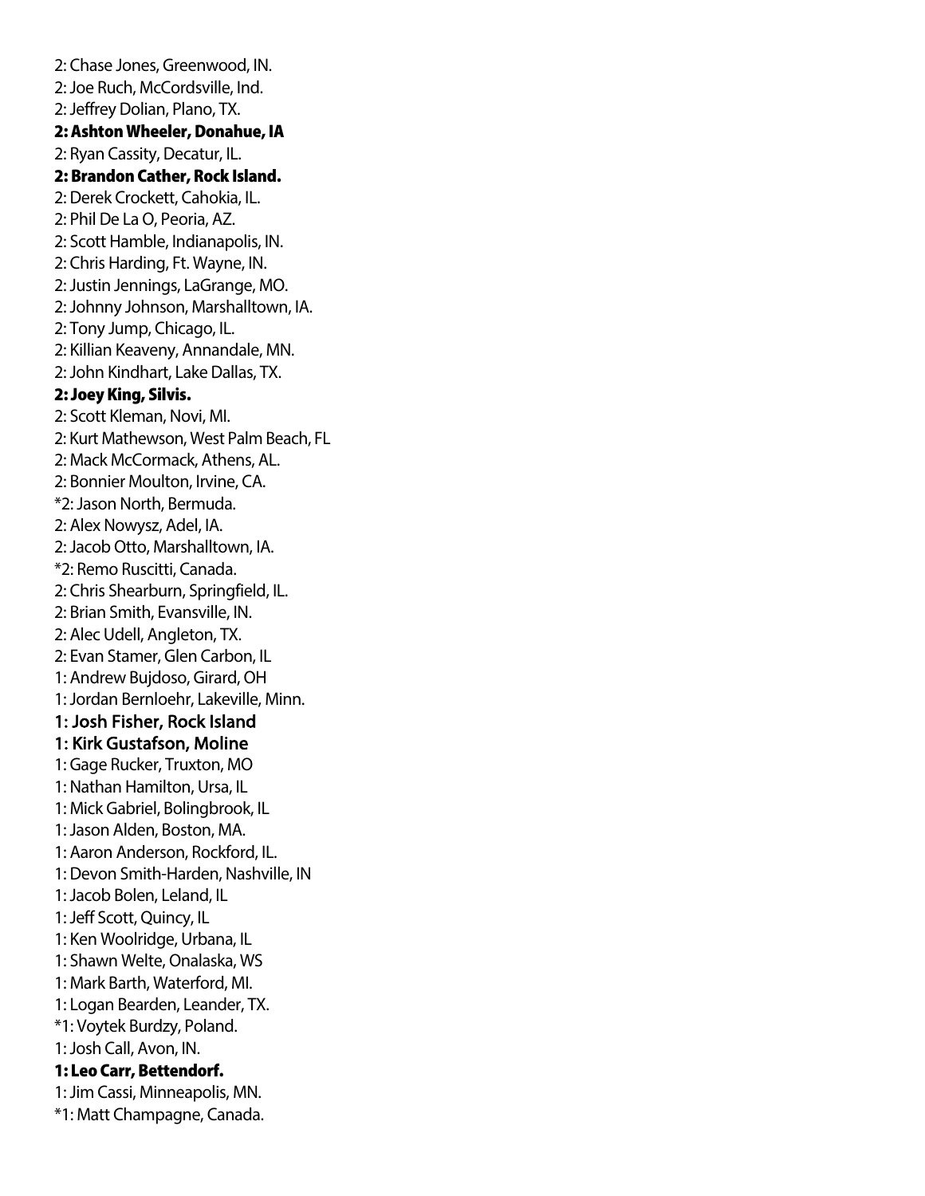2: Chase Jones, Greenwood, IN.  
2: Joe Ruch, McCordsville, Ind.  
2: Jeffrey Dolian, Plano, TX.  
**2: Ashton Wheeler, Donahue, IA**  
2: Ryan Cassity, Decatur, IL.  
**2: Brandon Cather, Rock Island.**  
2: Derek Crockett, Cahokia, IL.  
2: Phil De La O, Peoria, AZ.  
2: Scott Hamble, Indianapolis, IN.  
2: Chris Harding, Ft. Wayne, IN.  
2: Justin Jennings, LaGrange, MO.  
2: Johnny Johnson, Marshalltown, IA.  
2: Tony Jump, Chicago, IL.  
2: Killian Keaveny, Annandale, MN.  
2: John Kindhart, Lake Dallas, TX.  
**2: Joey King, Silvis.**  
2: Scott Kleman, Novi, MI.  
2: Kurt Mathewson, West Palm Beach, FL  
2: Mack McCormack, Athens, AL.  
2: Bonnier Moulton, Irvine, CA.  
*2: Jason North, Bermuda.  
2: Alex Nowysz, Adel, IA.  
2: Jacob Otto, Marshalltown, IA.  
*2: Remo Ruscitti, Canada.  
2: Chris Shearburn, Springfield, IL.  
2: Brian Smith, Evansville, IN.  
2: Alec Udell, Angleton, TX.  
2: Evan Stamer, Glen Carbon, IL  
1: Andrew Bujdoso, Girard, OH  
1: Jordan Bernloehr, Lakeville, Minn.  
**1: Josh Fisher, Rock Island**  
**1: Kirk Gustafson, Moline**  
1: Gage Rucker, Truxton, MO  
1: Nathan Hamilton, Ursa, IL  
1: Mick Gabriel, Bolingbrook, IL  
1: Jason Alden, Boston, MA.  
1: Aaron Anderson, Rockford, IL.  
1: Devon Smith-Harden, Nashville, IN  
1: Jacob Bolen, Leland, IL  
1: Jeff Scott, Quincy, IL  
1: Ken Woolridge, Urbana, IL  
1: Shawn Welte, Onalaska, WS  
1: Mark Barth, Waterford, MI.  
1: Logan Bearden, Leander, TX.  
*1: Voytek Burdzy, Poland.  
1: Josh Call, Avon, IN.  
**1: Leo Carr, Bettendorf.**  
1: Jim Cassi, Minneapolis, MN.  
*1: Matt Champagne, Canada.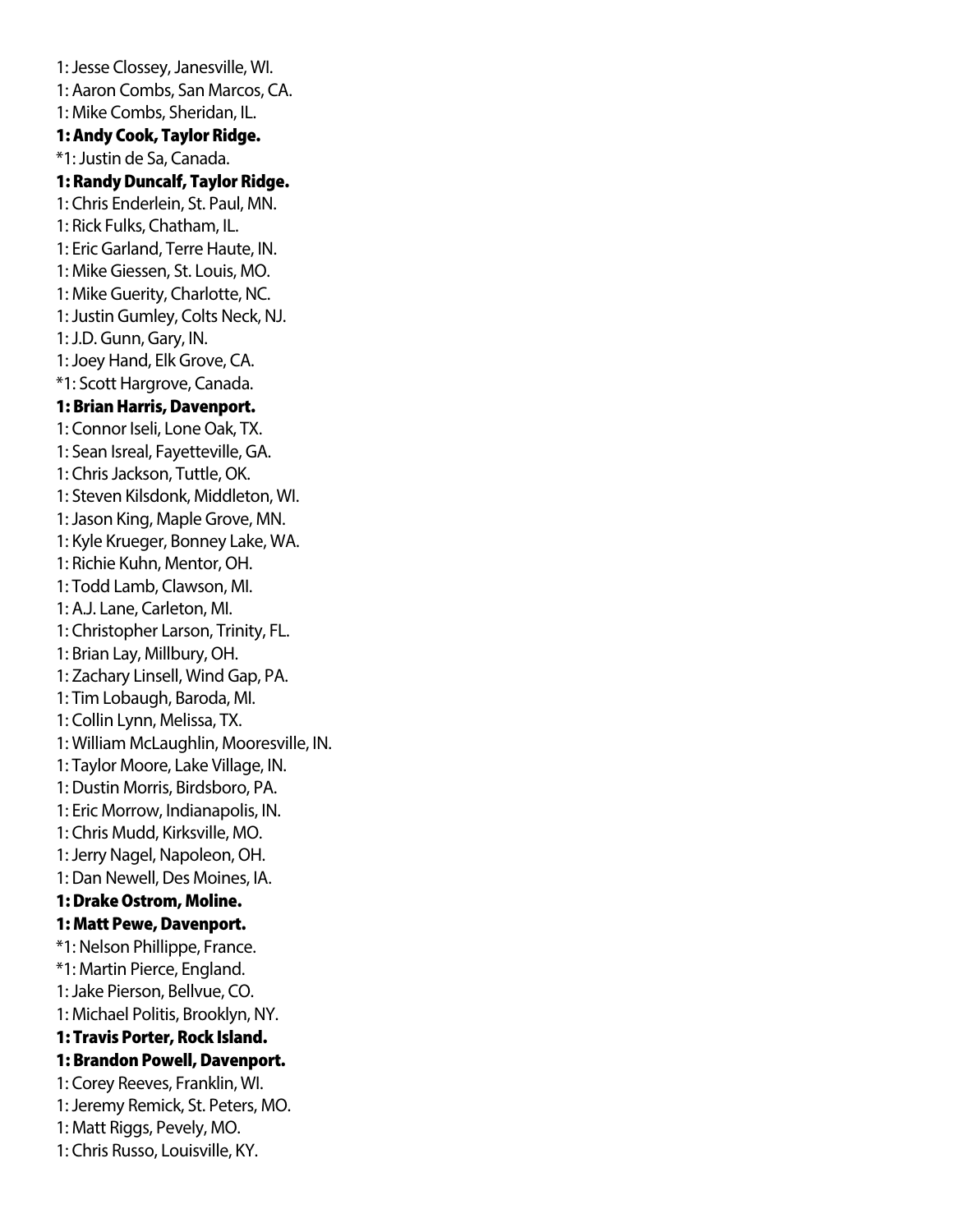1: Jesse Clossey, Janesville, WI.
1: Aaron Combs, San Marcos, CA.
1: Mike Combs, Sheridan, IL.
**1: Andy Cook, Taylor Ridge.**
*1: Justin de Sa, Canada.
**1: Randy Duncalf, Taylor Ridge.**
1: Chris Enderlein, St. Paul, MN.
1: Rick Fulks, Chatham, IL.
1: Eric Garland, Terre Haute, IN.
1: Mike Giessen, St. Louis, MO.
1: Mike Guerity, Charlotte, NC.
1: Justin Gumley, Colts Neck, NJ.
1: J.D. Gunn, Gary, IN.
1: Joey Hand, Elk Grove, CA.
*1: Scott Hargrove, Canada.
**1: Brian Harris, Davenport.**
1: Connor Iseli, Lone Oak, TX.
1: Sean Isreal, Fayetteville, GA.
1: Chris Jackson, Tuttle, OK.
1: Steven Kilsdonk, Middleton, WI.
1: Jason King, Maple Grove, MN.
1: Kyle Krueger, Bonney Lake, WA.
1: Richie Kuhn, Mentor, OH.
1: Todd Lamb, Clawson, MI.
1: A.J. Lane, Carleton, MI.
1: Christopher Larson, Trinity, FL.
1: Brian Lay, Millbury, OH.
1: Zachary Linsell, Wind Gap, PA.
1: Tim Lobaugh, Baroda, MI.
1: Collin Lynn, Melissa, TX.
1: William McLaughlin, Mooresville, IN.
1: Taylor Moore, Lake Village, IN.
1: Dustin Morris, Birdsboro, PA.
1: Eric Morrow, Indianapolis, IN.
1: Chris Mudd, Kirksville, MO.
1: Jerry Nagel, Napoleon, OH.
1: Dan Newell, Des Moines, IA.
**1: Drake Ostrom, Moline.**
**1: Matt Pewe, Davenport.**
*1: Nelson Phillippe, France.
*1: Martin Pierce, England.
1: Jake Pierson, Bellvue, CO.
1: Michael Politis, Brooklyn, NY.
**1: Travis Porter, Rock Island.**
**1: Brandon Powell, Davenport.**
1: Corey Reeves, Franklin, WI.
1: Jeremy Remick, St. Peters, MO.
1: Matt Riggs, Pevely, MO.
1: Chris Russo, Louisville, KY.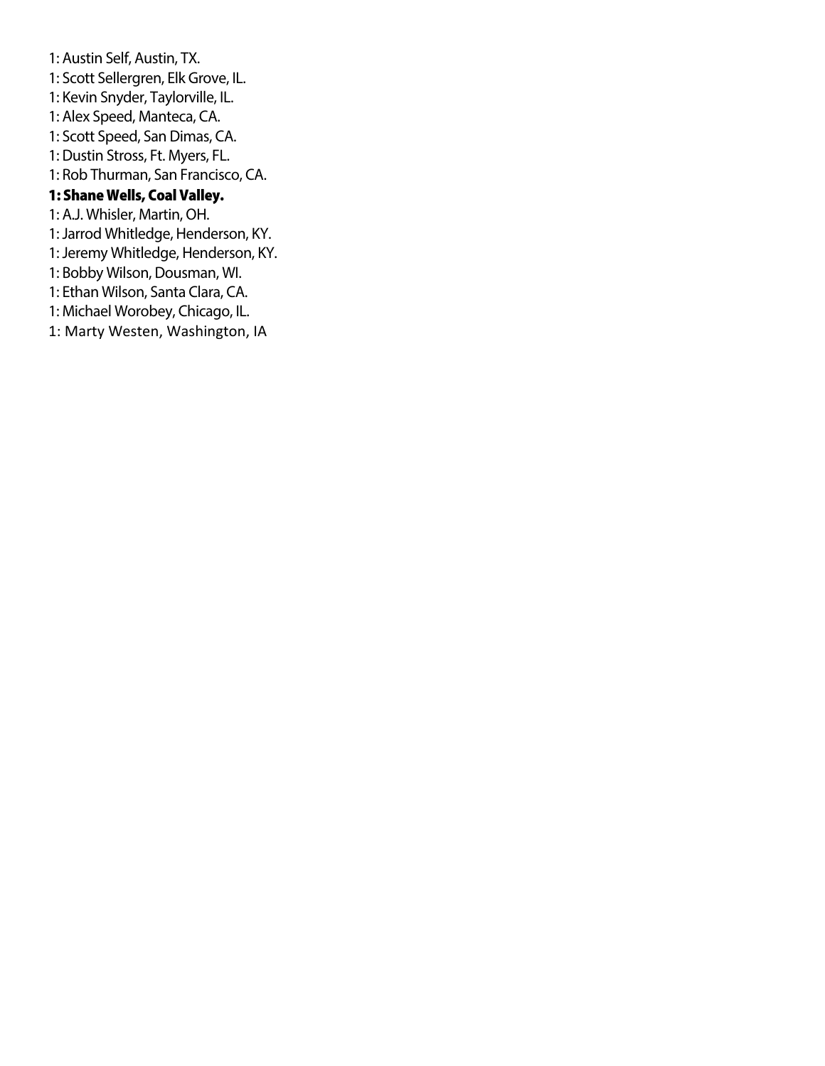1: Austin Self, Austin, TX.
1: Scott Sellergren, Elk Grove, IL.
1: Kevin Snyder, Taylorville, IL.
1: Alex Speed, Manteca, CA.
1: Scott Speed, San Dimas, CA.
1: Dustin Stross, Ft. Myers, FL.
1: Rob Thurman, San Francisco, CA.
**1: Shane Wells, Coal Valley.**
1: A.J. Whisler, Martin, OH.
1: Jarrod Whitledge, Henderson, KY.
1: Jeremy Whitledge, Henderson, KY.
1: Bobby Wilson, Dousman, WI.
1: Ethan Wilson, Santa Clara, CA.
1: Michael Worobey, Chicago, IL.
1: Marty Westen, Washington, IA